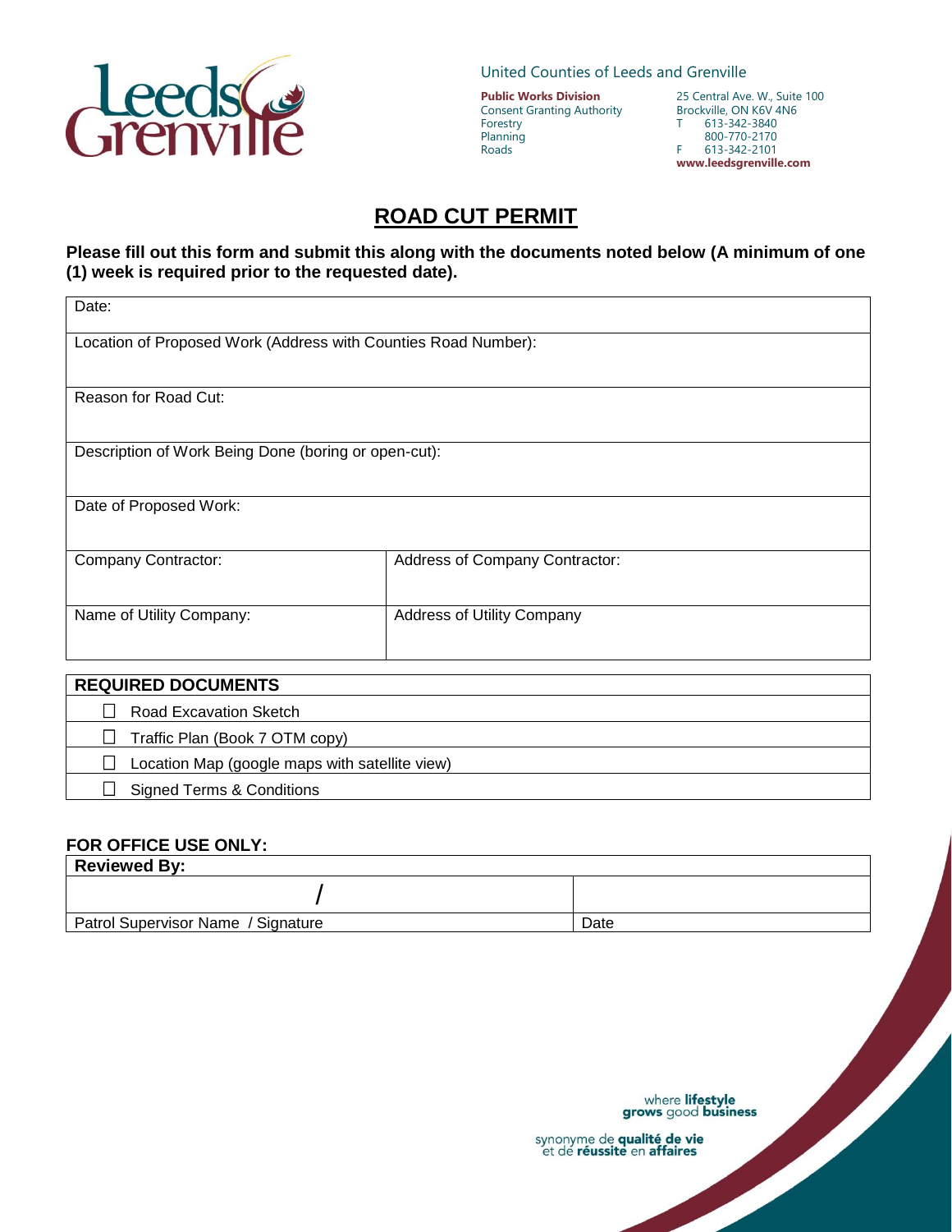United Counties of Leeds and Grenville

**Public Works Division**
Consent Granting Authority
Forestry
Planning
Roads

25 Central Ave. W., Suite 100
Brockville, ON K6V 4N6
T 613-342-3840
800-770-2170
F 613-342-2101
**www.leedsgrenville.com**

# ROAD CUT PERMIT

**Please fill out this form and submit this along with the documents noted below (A minimum of one (1) week is required prior to the requested date).**

| Date: | |
|---|---|
| Location of Proposed Work (Address with Counties Road Number): | |
| Reason for Road Cut: | |
| Description of Work Being Done (boring or open-cut): | |
| Date of Proposed Work: | |
| Company Contractor: | Address of Company Contractor: |
| Name of Utility Company: | Address of Utility Company |

| **REQUIRED DOCUMENTS** |
|---|
| ☐ Road Excavation Sketch |
| ☐ Traffic Plan (Book 7 OTM copy) |
| ☐ Location Map (google maps with satellite view) |
| ☐ Signed Terms & Conditions |

**FOR OFFICE USE ONLY:**

| **Reviewed By:** | |
|---|---|
| / | |
| Patrol Supervisor Name / Signature | Date |

where **lifestyle** **grows** good **business**

synonyme de **qualité de vie** et de **réussite** en **affaires**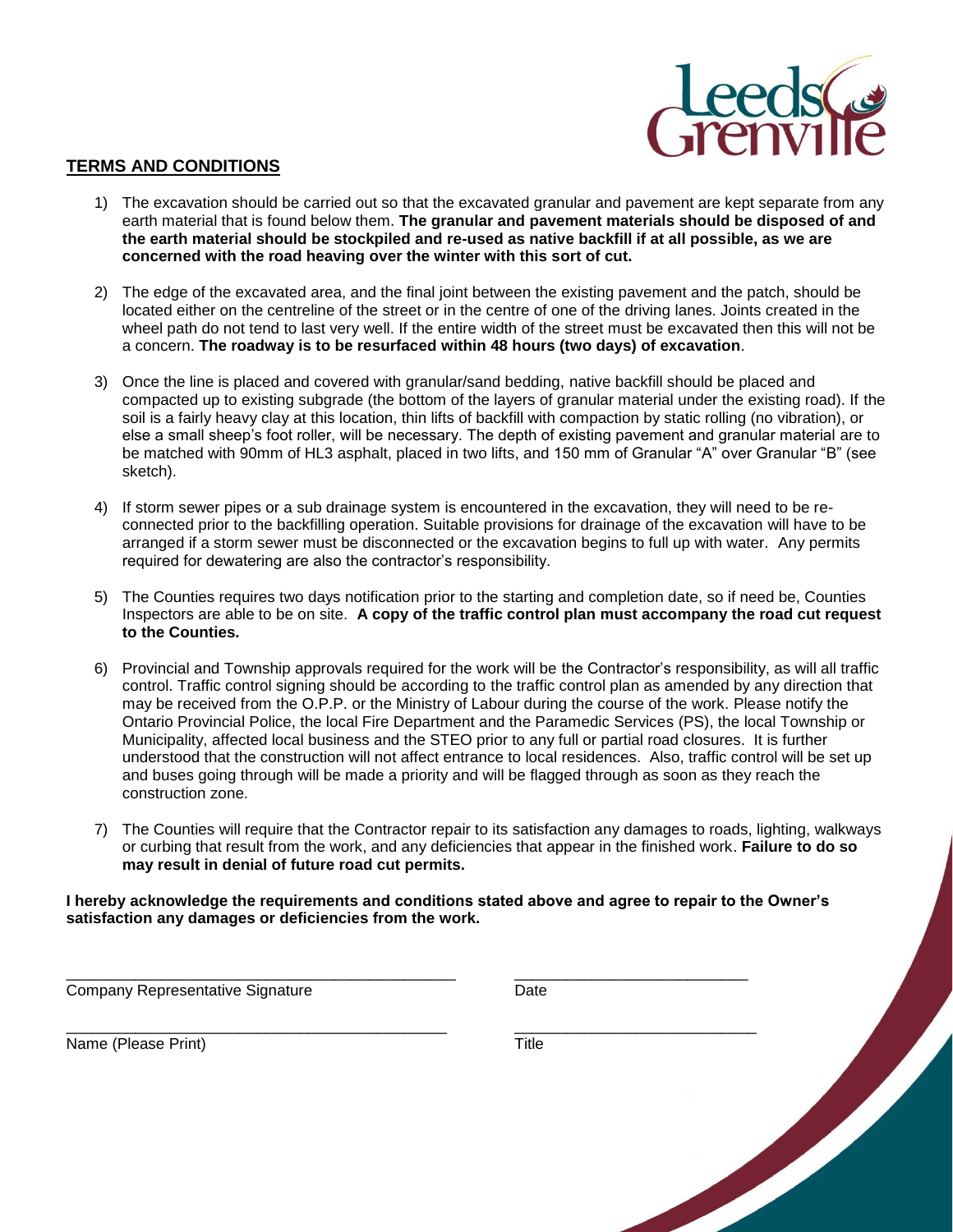## TERMS AND CONDITIONS

1) The excavation should be carried out so that the excavated granular and pavement are kept separate from any earth material that is found below them. **The granular and pavement materials should be disposed of and the earth material should be stockpiled and re-used as native backfill if at all possible, as we are concerned with the road heaving over the winter with this sort of cut.**

2) The edge of the excavated area, and the final joint between the existing pavement and the patch, should be located either on the centreline of the street or in the centre of one of the driving lanes. Joints created in the wheel path do not tend to last very well. If the entire width of the street must be excavated then this will not be a concern. **The roadway is to be resurfaced within 48 hours (two days) of excavation**.

3) Once the line is placed and covered with granular/sand bedding, native backfill should be placed and compacted up to existing subgrade (the bottom of the layers of granular material under the existing road). If the soil is a fairly heavy clay at this location, thin lifts of backfill with compaction by static rolling (no vibration), or else a small sheep's foot roller, will be necessary. The depth of existing pavement and granular material are to be matched with 90mm of HL3 asphalt, placed in two lifts, and 150 mm of Granular "A" over Granular "B" (see sketch).

4) If storm sewer pipes or a sub drainage system is encountered in the excavation, they will need to be re-connected prior to the backfilling operation. Suitable provisions for drainage of the excavation will have to be arranged if a storm sewer must be disconnected or the excavation begins to full up with water. Any permits required for dewatering are also the contractor's responsibility.

5) The Counties requires two days notification prior to the starting and completion date, so if need be, Counties Inspectors are able to be on site. **A copy of the traffic control plan must accompany the road cut request to the Counties.**

6) Provincial and Township approvals required for the work will be the Contractor's responsibility, as will all traffic control. Traffic control signing should be according to the traffic control plan as amended by any direction that may be received from the O.P.P. or the Ministry of Labour during the course of the work. Please notify the Ontario Provincial Police, the local Fire Department and the Paramedic Services (PS), the local Township or Municipality, affected local business and the STEO prior to any full or partial road closures. It is further understood that the construction will not affect entrance to local residences. Also, traffic control will be set up and buses going through will be made a priority and will be flagged through as soon as they reach the construction zone.

7) The Counties will require that the Contractor repair to its satisfaction any damages to roads, lighting, walkways or curbing that result from the work, and any deficiencies that appear in the finished work. **Failure to do so may result in denial of future road cut permits.**

**I hereby acknowledge the requirements and conditions stated above and agree to repair to the Owner's satisfaction any damages or deficiencies from the work.**

_______________________________________________ ___________________________

Company Representative Signature Date

_______________________________________________ ___________________________

Name (Please Print) Title